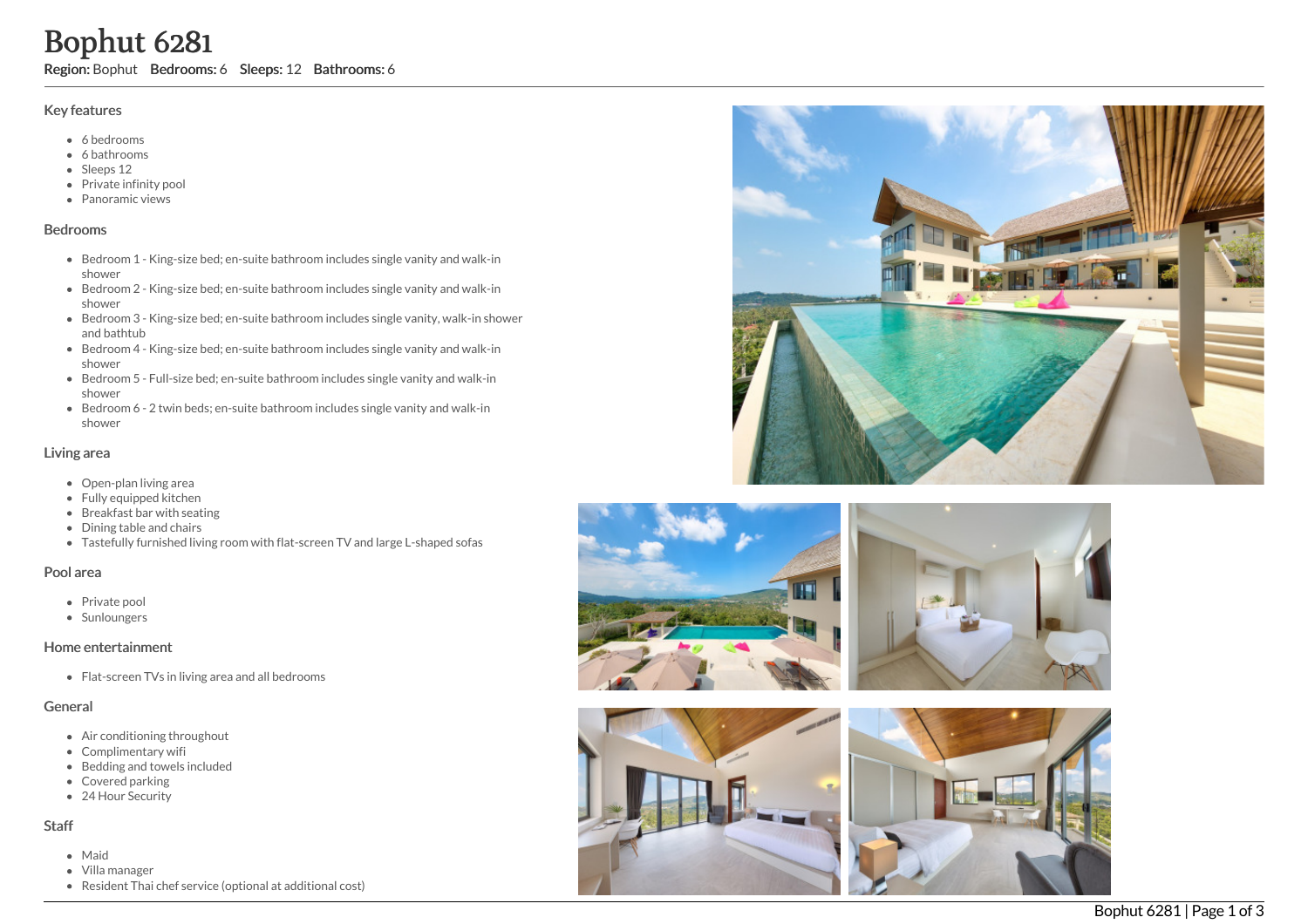# Bophut 6281

**Region:** Bophut **Bedrooms:** 6 **Sleeps:** 12 **Bathrooms:** 6

## Key features

- 6 bedrooms
- 6 bathrooms
- Sleeps 12
- Private infinity pool
- Panoramic views

## Bedrooms

- Bedroom 1 - King-size bed; en-suite bathroom includes single vanity and walk-in shower
- Bedroom 2 - King-size bed; en-suite bathroom includes single vanity and walk-in shower
- Bedroom 3 - King-size bed; en-suite bathroom includes single vanity, walk-in shower and bathtub
- Bedroom 4 - King-size bed; en-suite bathroom includes single vanity and walk-in shower
- Bedroom 5 - Full-size bed; en-suite bathroom includes single vanity and walk-in shower
- Bedroom 6 - 2 twin beds; en-suite bathroom includes single vanity and walk-in shower

## Living area

- Open-plan living area
- Fully equipped kitchen
- Breakfast bar with seating
- Dining table and chairs
- Tastefully furnished living room with flat-screen TV and large L-shaped sofas

## Pool area

- Private pool
- Sunloungers

## Home entertainment

- Flat-screen TVs in living area and all bedrooms

## General

- Air conditioning throughout
- Complimentary wifi
- Bedding and towels included
- Covered parking
- 24 Hour Security

## Staff

- Maid
- Villa manager
- Resident Thai chef service (optional at additional cost)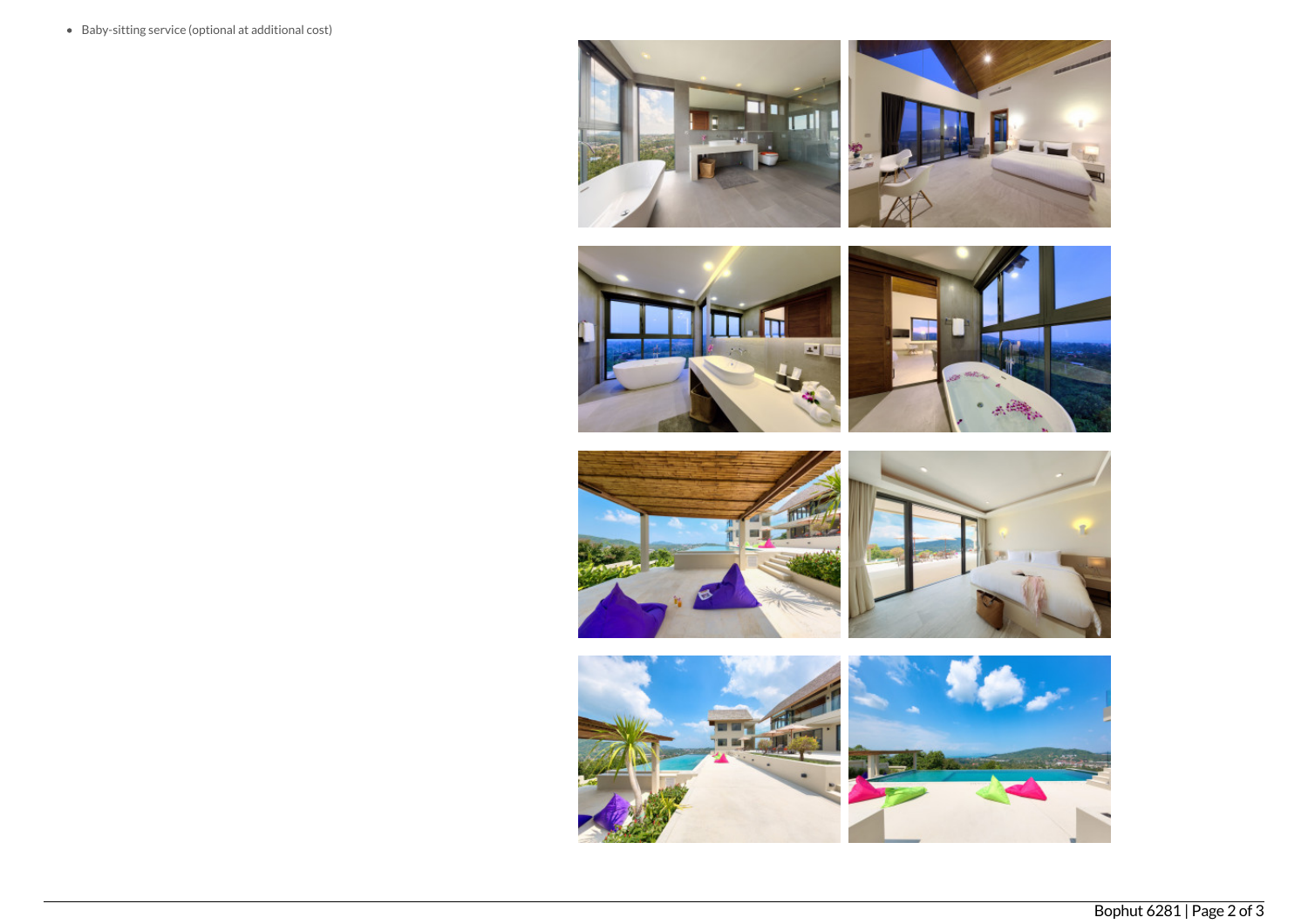- Baby-sitting service (optional at additional cost)